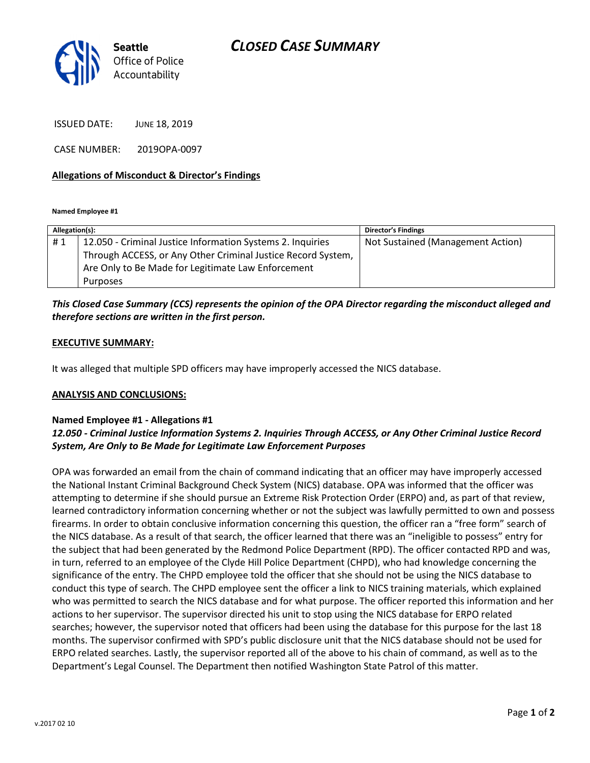Seattle Office of Police Accountability

# *CLOSED CASE SUMMARY*

ISSUED DATE: JUNE 18, 2019

CASE NUMBER: 2019OPA-0097

**Allegations of Misconduct & Director's Findings**

**Named Employee #1**

| Allegation(s): | | Director's Findings |
|---|---|---|
| # 1 | 12.050 - Criminal Justice Information Systems 2. Inquiries Through ACCESS, or Any Other Criminal Justice Record System, Are Only to Be Made for Legitimate Law Enforcement Purposes | Not Sustained (Management Action) |

***This Closed Case Summary (CCS) represents the opinion of the OPA Director regarding the misconduct alleged and therefore sections are written in the first person.***

**EXECUTIVE SUMMARY:**

It was alleged that multiple SPD officers may have improperly accessed the NICS database.

**ANALYSIS AND CONCLUSIONS:**

**Named Employee #1 - Allegations #1**

***12.050 - Criminal Justice Information Systems 2. Inquiries Through ACCESS, or Any Other Criminal Justice Record System, Are Only to Be Made for Legitimate Law Enforcement Purposes***

OPA was forwarded an email from the chain of command indicating that an officer may have improperly accessed the National Instant Criminal Background Check System (NICS) database. OPA was informed that the officer was attempting to determine if she should pursue an Extreme Risk Protection Order (ERPO) and, as part of that review, learned contradictory information concerning whether or not the subject was lawfully permitted to own and possess firearms. In order to obtain conclusive information concerning this question, the officer ran a "free form" search of the NICS database. As a result of that search, the officer learned that there was an "ineligible to possess" entry for the subject that had been generated by the Redmond Police Department (RPD). The officer contacted RPD and was, in turn, referred to an employee of the Clyde Hill Police Department (CHPD), who had knowledge concerning the significance of the entry. The CHPD employee told the officer that she should not be using the NICS database to conduct this type of search. The CHPD employee sent the officer a link to NICS training materials, which explained who was permitted to search the NICS database and for what purpose. The officer reported this information and her actions to her supervisor. The supervisor directed his unit to stop using the NICS database for ERPO related searches; however, the supervisor noted that officers had been using the database for this purpose for the last 18 months. The supervisor confirmed with SPD's public disclosure unit that the NICS database should not be used for ERPO related searches. Lastly, the supervisor reported all of the above to his chain of command, as well as to the Department's Legal Counsel. The Department then notified Washington State Patrol of this matter.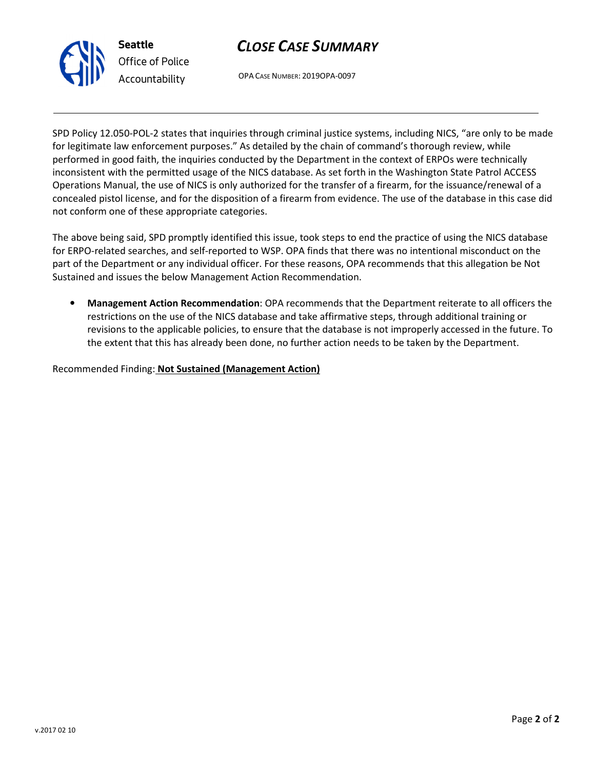SPD Policy 12.050-POL-2 states that inquiries through criminal justice systems, including NICS, "are only to be made for legitimate law enforcement purposes." As detailed by the chain of command's thorough review, while performed in good faith, the inquiries conducted by the Department in the context of ERPOs were technically inconsistent with the permitted usage of the NICS database. As set forth in the Washington State Patrol ACCESS Operations Manual, the use of NICS is only authorized for the transfer of a firearm, for the issuance/renewal of a concealed pistol license, and for the disposition of a firearm from evidence. The use of the database in this case did not conform one of these appropriate categories.

The above being said, SPD promptly identified this issue, took steps to end the practice of using the NICS database for ERPO-related searches, and self-reported to WSP. OPA finds that there was no intentional misconduct on the part of the Department or any individual officer. For these reasons, OPA recommends that this allegation be Not Sustained and issues the below Management Action Recommendation.

- **Management Action Recommendation**: OPA recommends that the Department reiterate to all officers the restrictions on the use of the NICS database and take affirmative steps, through additional training or revisions to the applicable policies, to ensure that the database is not improperly accessed in the future. To the extent that this has already been done, no further action needs to be taken by the Department.

Recommended Finding: **Not Sustained (Management Action)**